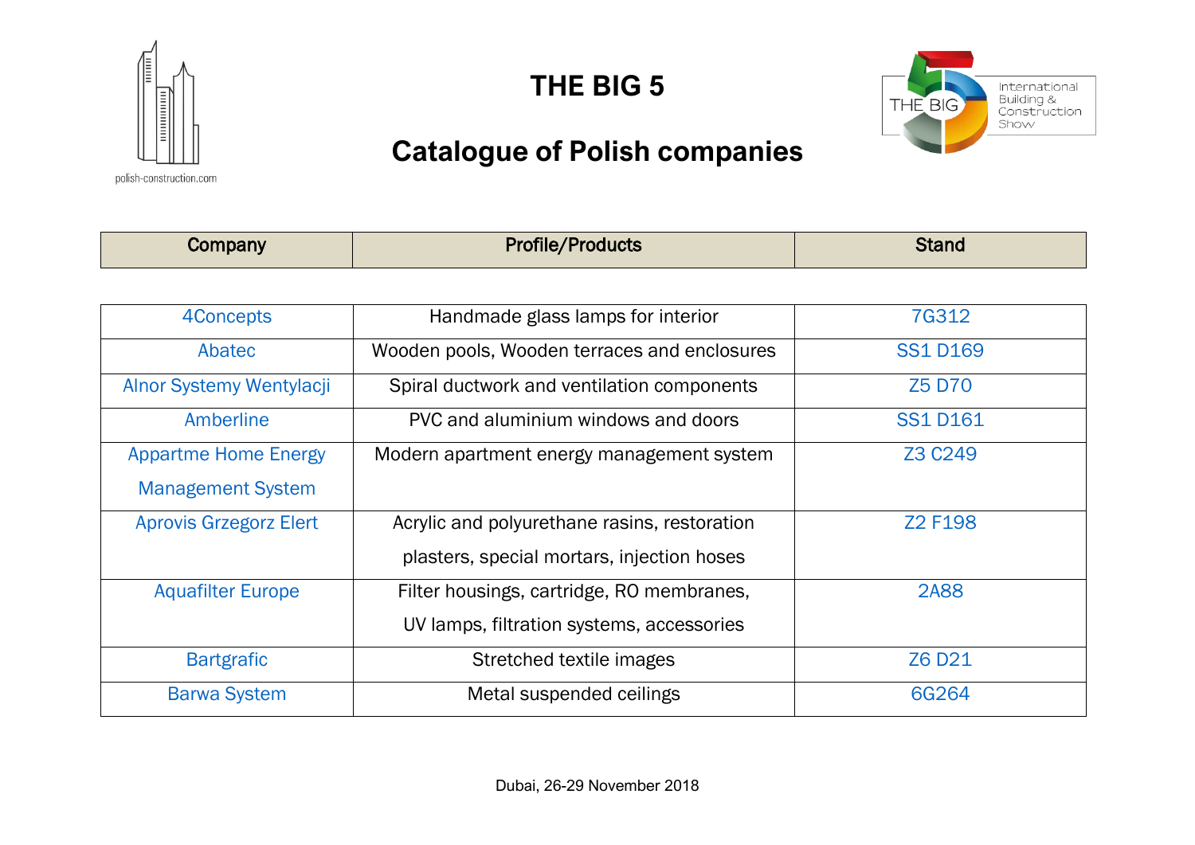# THE BIG 5

## Catalogue of Polish companies

polish-construction.com

| Company | Profile/Products | Stand |
|---|---|---|
| 4Concepts | Handmade glass lamps for interior | 7G312 |
| Abatec | Wooden pools, Wooden terraces and enclosures | SS1 D169 |
| Alnor Systemy Wentylacji | Spiral ductwork and ventilation components | Z5 D70 |
| Amberline | PVC and aluminium windows and doors | SS1 D161 |
| Appartme Home Energy Management System | Modern apartment energy management system | Z3 C249 |
| Aprovis Grzegorz Elert | Acrylic and polyurethane rasins, restoration plasters, special mortars, injection hoses | Z2 F198 |
| Aquafilter Europe | Filter housings, cartridge, RO membranes, UV lamps, filtration systems, accessories | 2A88 |
| Bartgrafic | Stretched textile images | Z6 D21 |
| Barwa System | Metal suspended ceilings | 6G264 |

Dubai, 26-29 November 2018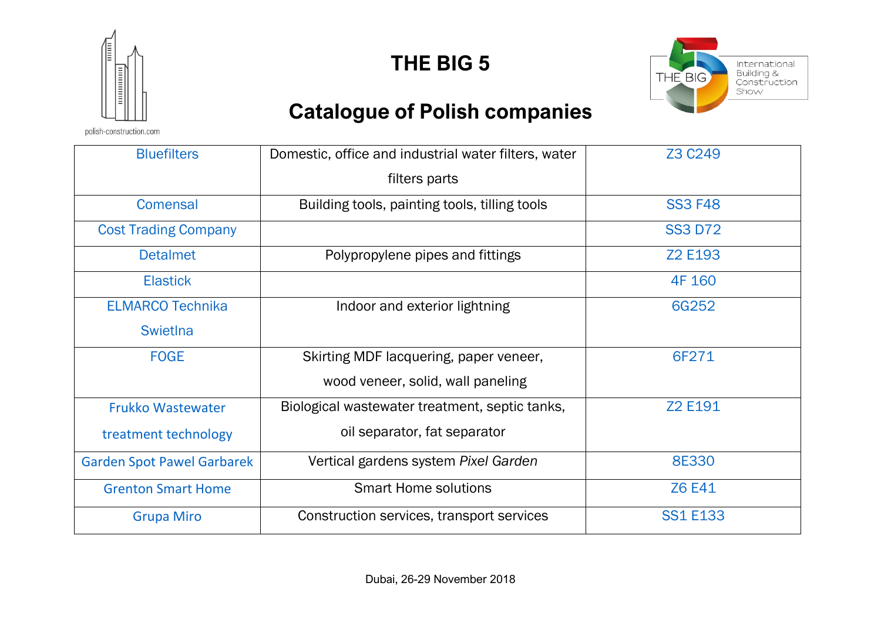# THE BIG 5

## Catalogue of Polish companies

| | | |
|---|---|---|
| Bluefilters | Domestic, office and industrial water filters, water filters parts | Z3 C249 |
| Comensal | Building tools, painting tools, tilling tools | SS3 F48 |
| Cost Trading Company | | SS3 D72 |
| Detalmet | Polypropylene pipes and fittings | Z2 E193 |
| Elastick | | 4F 160 |
| ELMARCO Technika Swietlna | Indoor and exterior lightning | 6G252 |
| FOGE | Skirting MDF lacquering, paper veneer, wood veneer, solid, wall paneling | 6F271 |
| Frukko Wastewater treatment technology | Biological wastewater treatment, septic tanks, oil separator, fat separator | Z2 E191 |
| Garden Spot Pawel Garbarek | Vertical gardens system *Pixel Garden* | 8E330 |
| Grenton Smart Home | Smart Home solutions | Z6 E41 |
| Grupa Miro | Construction services, transport services | SS1 E133 |

Dubai, 26-29 November 2018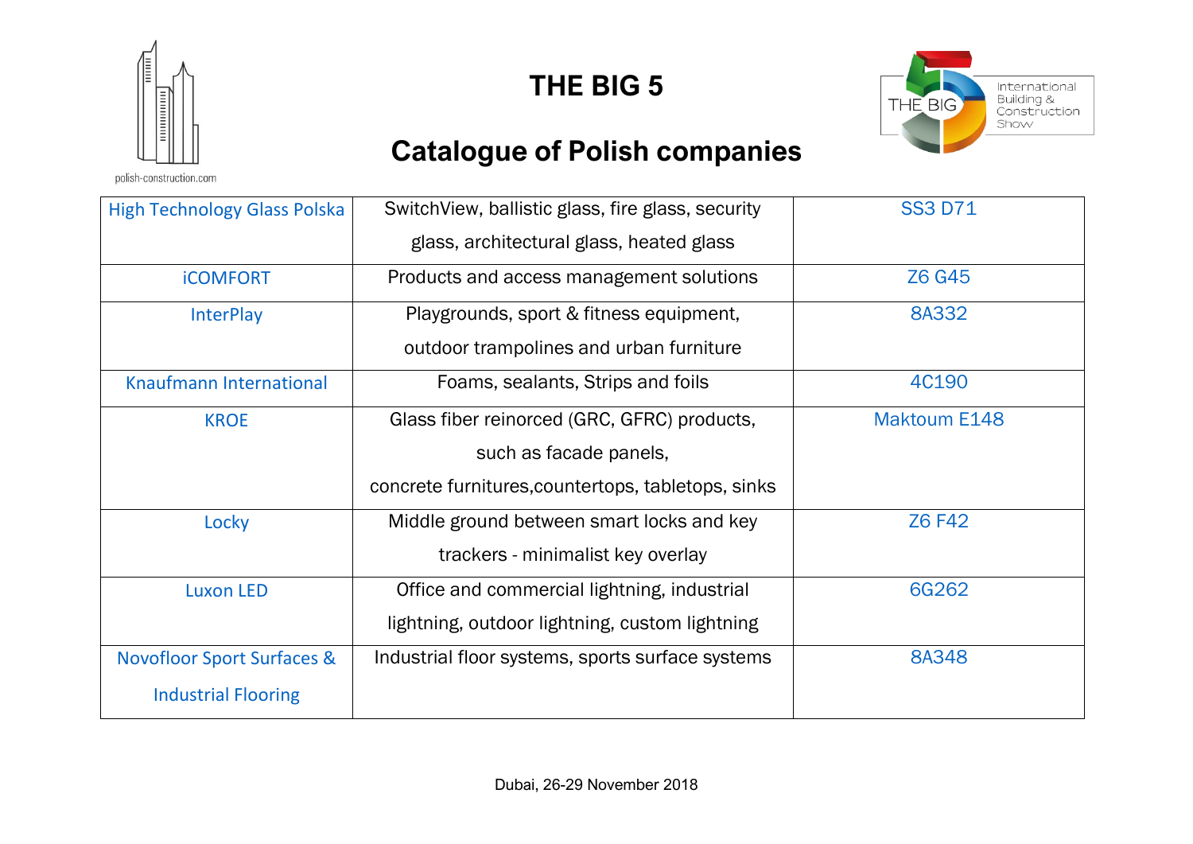# THE BIG 5

## Catalogue of Polish companies

| | | |
|---|---|---|
| High Technology Glass Polska | SwitchView, ballistic glass, fire glass, security glass, architectural glass, heated glass | SS3 D71 |
| iCOMFORT | Products and access management solutions | Z6 G45 |
| InterPlay | Playgrounds, sport & fitness equipment, outdoor trampolines and urban furniture | 8A332 |
| Knaufmann International | Foams, sealants, Strips and foils | 4C190 |
| KROE | Glass fiber reinorced (GRC, GFRC) products, such as facade panels, concrete furnitures,countertops, tabletops, sinks | Maktoum E148 |
| Locky | Middle ground between smart locks and key trackers - minimalist key overlay | Z6 F42 |
| Luxon LED | Office and commercial lightning, industrial lightning, outdoor lightning, custom lightning | 6G262 |
| Novofloor Sport Surfaces & Industrial Flooring | Industrial floor systems, sports surface systems | 8A348 |

Dubai, 26-29 November 2018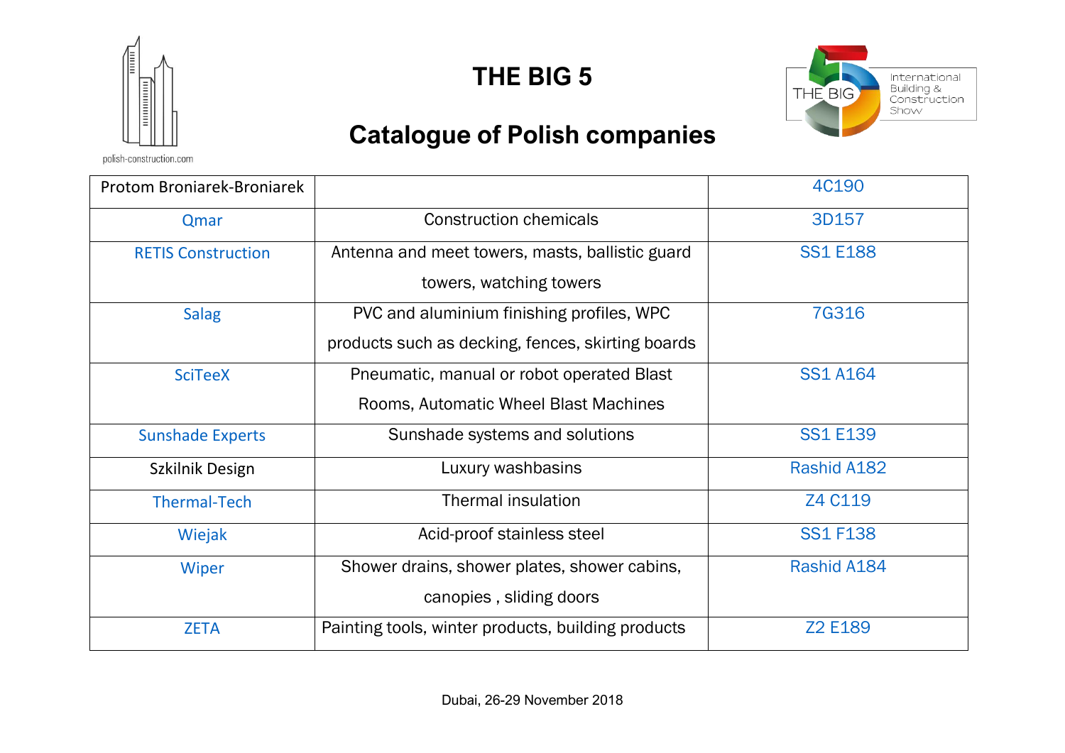# THE BIG 5

## Catalogue of Polish companies

polish-construction.com

THE BIG 5 International Building & Construction Show

| | | |
|---|---|---|
| Protom Broniarek-Broniarek | | 4C190 |
| Qmar | Construction chemicals | 3D157 |
| RETIS Construction | Antenna and meet towers, masts, ballistic guard towers, watching towers | SS1 E188 |
| Salag | PVC and aluminium finishing profiles, WPC products such as decking, fences, skirting boards | 7G316 |
| SciTeeX | Pneumatic, manual or robot operated Blast Rooms, Automatic Wheel Blast Machines | SS1 A164 |
| Sunshade Experts | Sunshade systems and solutions | SS1 E139 |
| Szkilnik Design | Luxury washbasins | Rashid A182 |
| Thermal-Tech | Thermal insulation | Z4 C119 |
| Wiejak | Acid-proof stainless steel | SS1 F138 |
| Wiper | Shower drains, shower plates, shower cabins, canopies , sliding doors | Rashid A184 |
| ZETA | Painting tools, winter products, building products | Z2 E189 |

Dubai, 26-29 November 2018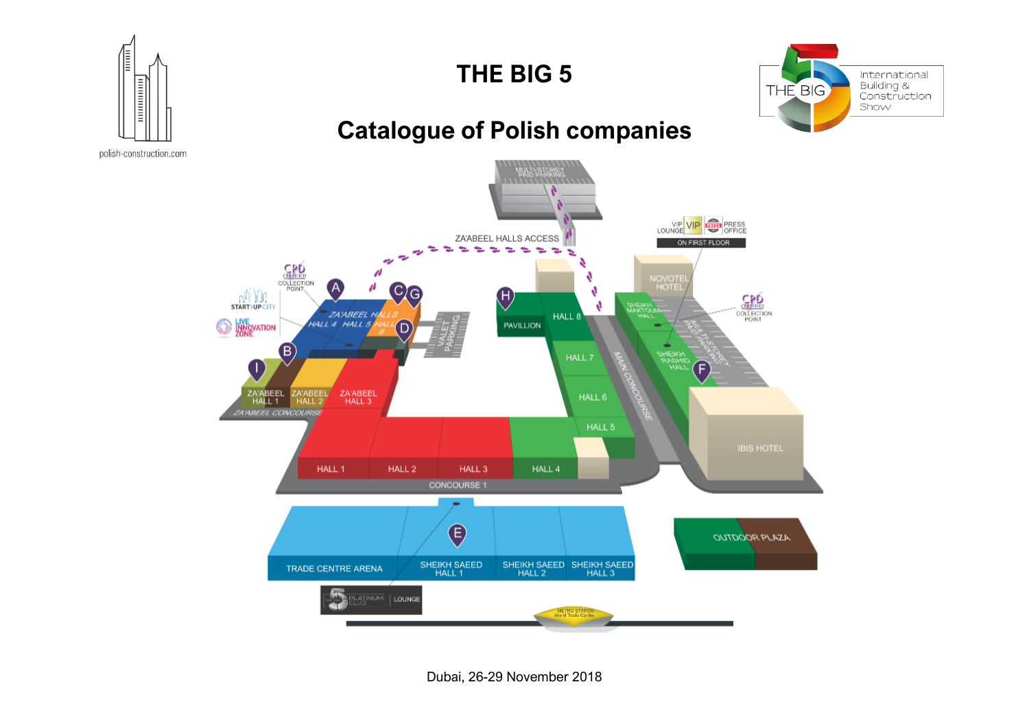polish-construction.com

# THE BIG 5

## Catalogue of Polish companies

THE BIG 5 International Building & Construction Show

MULTI-STOREY PAID PARKING

ZA'ABEEL HALLS ACCESS

VIP LOUNGE

PRESS OFFICE

ON FIRST FLOOR

CPD CERTIFIED COLLECTION POINT

START>UP CITY

LIVE INNOVATION ZONE

A

B

C

D

E

F

G

H

I

ZA'ABEEL HALLS

HALL 4

HALL 5

HALL 6

VALET PARKING

PAVILLION

HALL 8

HALL 7

HALL 6

HALL 5

HALL 4

NOVOTEL HOTEL

SHEIKH MAKTOUM HALL

SHEIKH RASHID HALL

MULTI-STOREY PAID PARKING

MAIN CONCOURSE

IBIS HOTEL

ZA'ABEEL HALL 1

ZA'ABEEL HALL 2

ZA'ABEEL HALL 3

ZA'ABEEL CONCOURSE

HALL 1

HALL 2

HALL 3

CONCOURSE 1

TRADE CENTRE ARENA

SHEIKH SAEED HALL 1

SHEIKH SAEED HALL 2

SHEIKH SAEED HALL 3

OUTDOOR PLAZA

PLATINUM CLUB

LOUNGE

METRO STATION World Trade Centre

Dubai, 26-29 November 2018